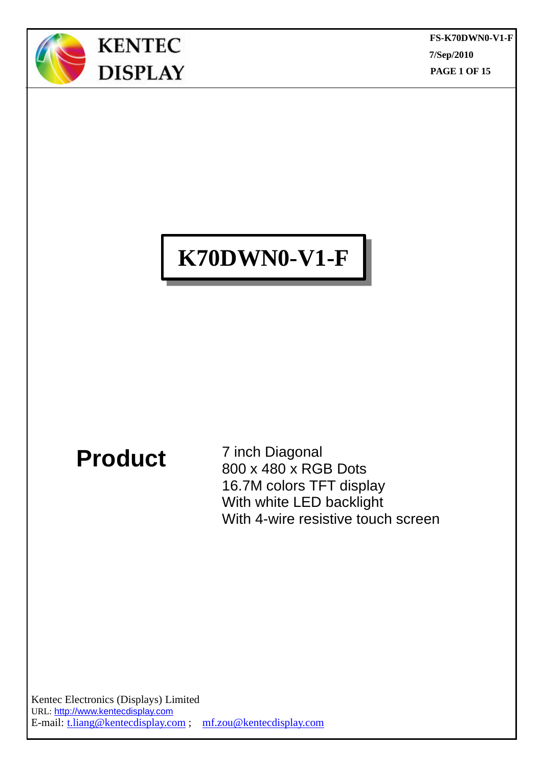KENTEC DISPLAY

FS-K70DWN0-V1-F
7/Sep/2010

# K70DWN0-V1-F

**Product**

7 inch Diagonal
800 x 480 x RGB Dots
16.7M colors TFT display
With white LED backlight
With 4-wire resistive touch screen

Kentec Electronics (Displays) Limited
URL: http://www.kentecdisplay.com
E-mail: t.liang@kentecdisplay.com ; mf.zou@kentecdisplay.com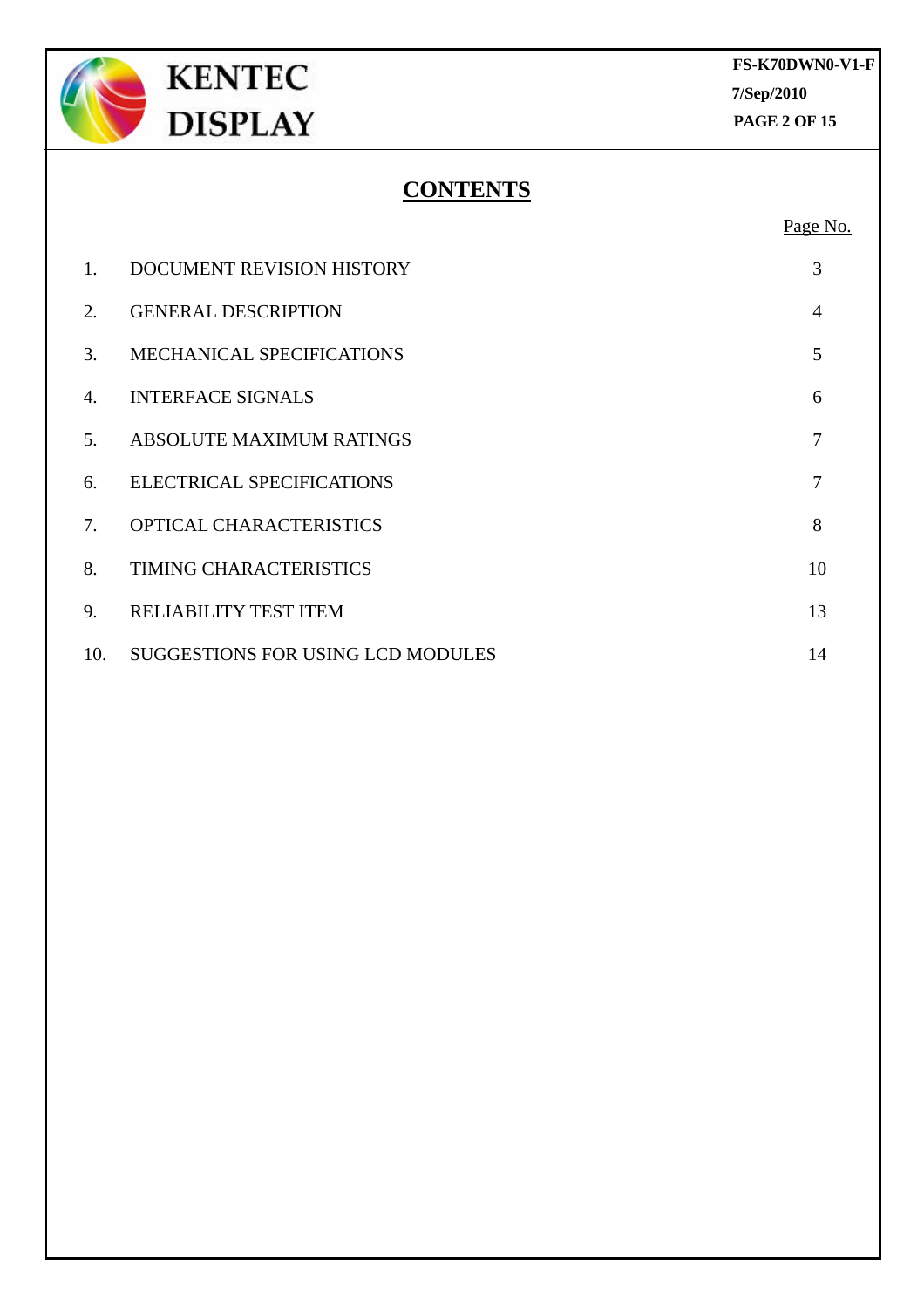# CONTENTS

| | | Page No. |
|---|---|---|
| 1. | DOCUMENT REVISION HISTORY | 3 |
| 2. | GENERAL DESCRIPTION | 4 |
| 3. | MECHANICAL SPECIFICATIONS | 5 |
| 4. | INTERFACE SIGNALS | 6 |
| 5. | ABSOLUTE MAXIMUM RATINGS | 7 |
| 6. | ELECTRICAL SPECIFICATIONS | 7 |
| 7. | OPTICAL CHARACTERISTICS | 8 |
| 8. | TIMING CHARACTERISTICS | 10 |
| 9. | RELIABILITY TEST ITEM | 13 |
| 10. | SUGGESTIONS FOR USING LCD MODULES | 14 |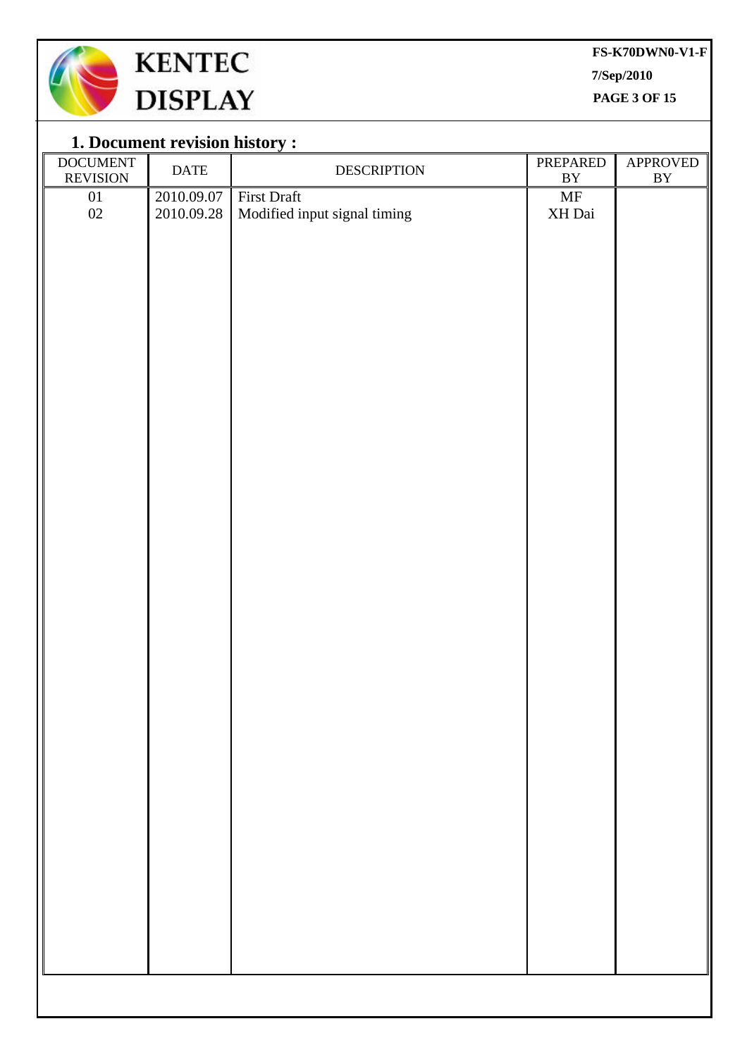## 1. Document revision history :

| DOCUMENT REVISION | DATE | DESCRIPTION | PREPARED BY | APPROVED BY |
|---|---|---|---|---|
| 01 | 2010.09.07 | First Draft | MF | |
| 02 | 2010.09.28 | Modified input signal timing | XH Dai | |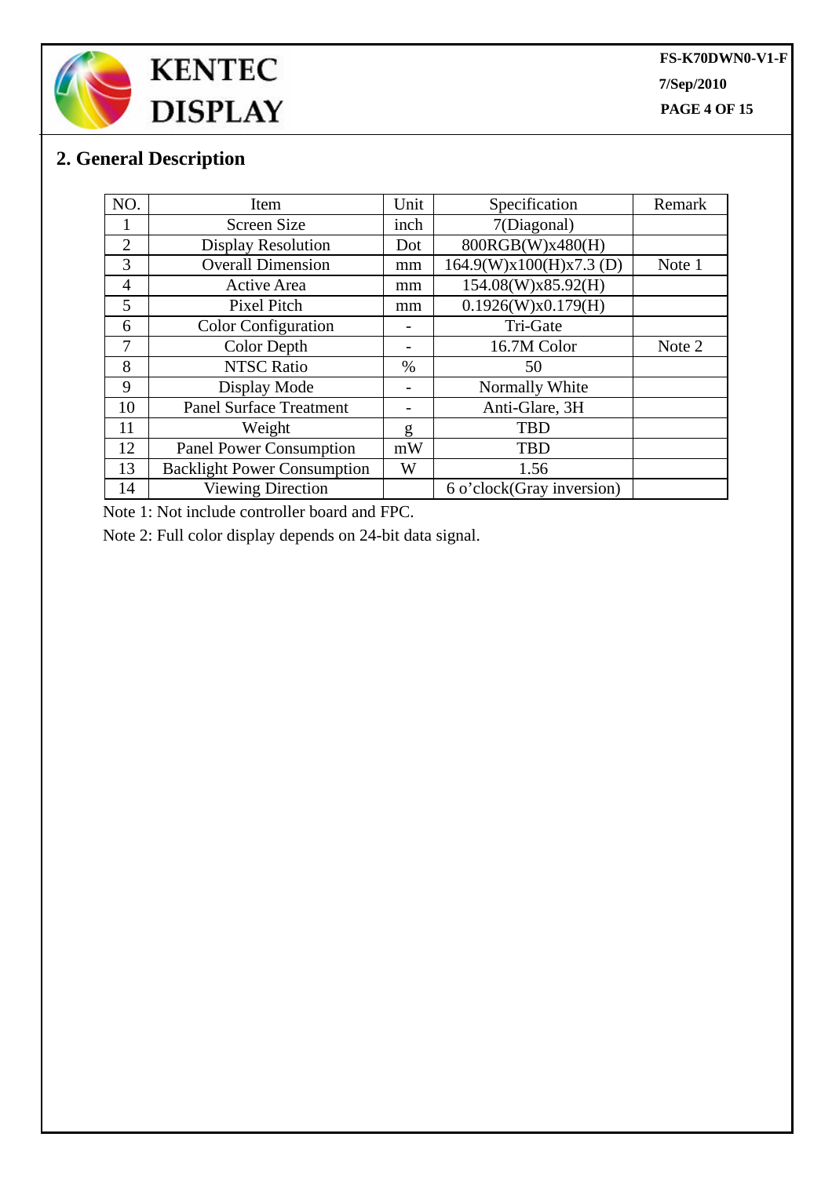## 2. General Description

| NO. | Item | Unit | Specification | Remark |
|---|---|---|---|---|
| 1 | Screen Size | inch | 7(Diagonal) | |
| 2 | Display Resolution | Dot | 800RGB(W)x480(H) | |
| 3 | Overall Dimension | mm | 164.9(W)x100(H)x7.3 (D) | Note 1 |
| 4 | Active Area | mm | 154.08(W)x85.92(H) | |
| 5 | Pixel Pitch | mm | 0.1926(W)x0.179(H) | |
| 6 | Color Configuration | - | Tri-Gate | |
| 7 | Color Depth | - | 16.7M Color | Note 2 |
| 8 | NTSC Ratio | % | 50 | |
| 9 | Display Mode | - | Normally White | |
| 10 | Panel Surface Treatment | - | Anti-Glare, 3H | |
| 11 | Weight | g | TBD | |
| 12 | Panel Power Consumption | mW | TBD | |
| 13 | Backlight Power Consumption | W | 1.56 | |
| 14 | Viewing Direction | | 6 o'clock(Gray inversion) | |

Note 1: Not include controller board and FPC.

Note 2: Full color display depends on 24-bit data signal.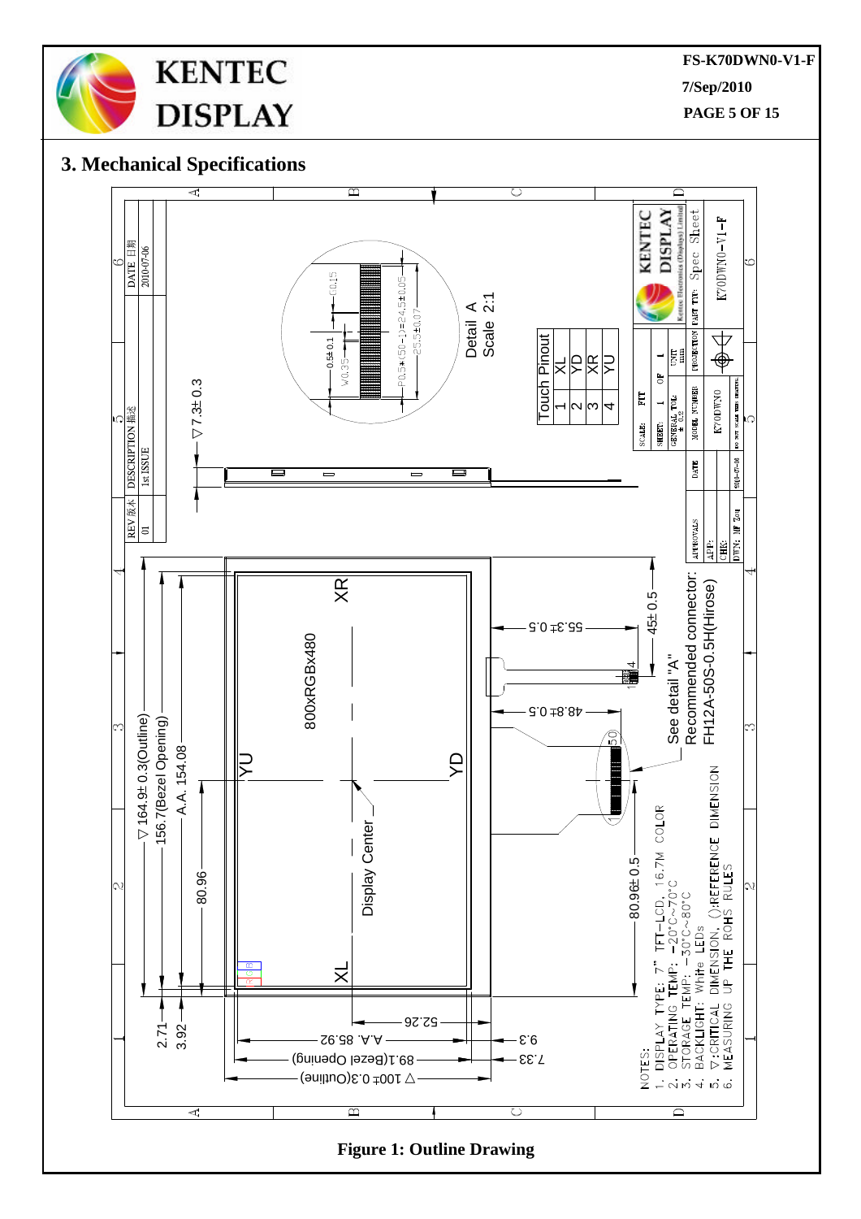## 3. Mechanical Specifications

| REV 版本 | DESCRIPTION 描述 | DATE 日期 |
|---|---|---|
| 01 | 1st ISSUE | 2010-07-06 |

▽7.3± 0.3

Detail A
Scale 2:1

0.5± 0.1
W0.35
0.15
P0.5*(50-1)=24.5±0.05
25.5±0.07

| Touch Pinout | |
|---|---|
| 1 | XL |
| 2 | YD |
| 3 | XR |
| 4 | YU |

| | |
|---|---|
| SCALE: | FIT |
| SHEET: 1 OF 1 | UNIT mm |
| GENERAL TOL: ± 0.2 | |
| MODEL NUMBER | K70DWN0 |
| PART TIT: | Spec Sheet |
| | K70DWN0-V1-F |
| APPROVALS | DATE |
| APP: | |
| CHK: | |
| DWN: MF Zou | 2010-07-06 |

DO NOT SCALE THIS DRAWING.

KENTEC DISPLAY
Kentec Electronics (Displays) Limited

800xRGBx480

XR  YU  YD  XL

Display Center

RGB

▽164.9± 0.3(Outline)
156.7(Bezel Opening)
A.A. 154.08
80.96
2.71
3.92

▽100± 0.3(Outline)
89.1(Bezel Opening)
A.A. 85.92
52.26
9.3
7.33

55.3± 0.5
48.8± 0.5
45± 0.5
80.96± 0.5

1 4
1 50

See detail "A"
Recommended connector: FH12A-50S-0.5H(Hirose)

NOTES:
1. DISPLAY TYPE: 7" TFT-LCD, 16.7M COLOR
2. OPERATING TEMP: -20°C~70°C
3. STORAGE TEMP: -30°C~80°C
4. BACKLIGHT: White LEDs
5. ▽:CRITICAL DIMENSION, ():REFERENCE DIMENSION
6. MEASURING UP THE ROHS RULES

**Figure 1: Outline Drawing**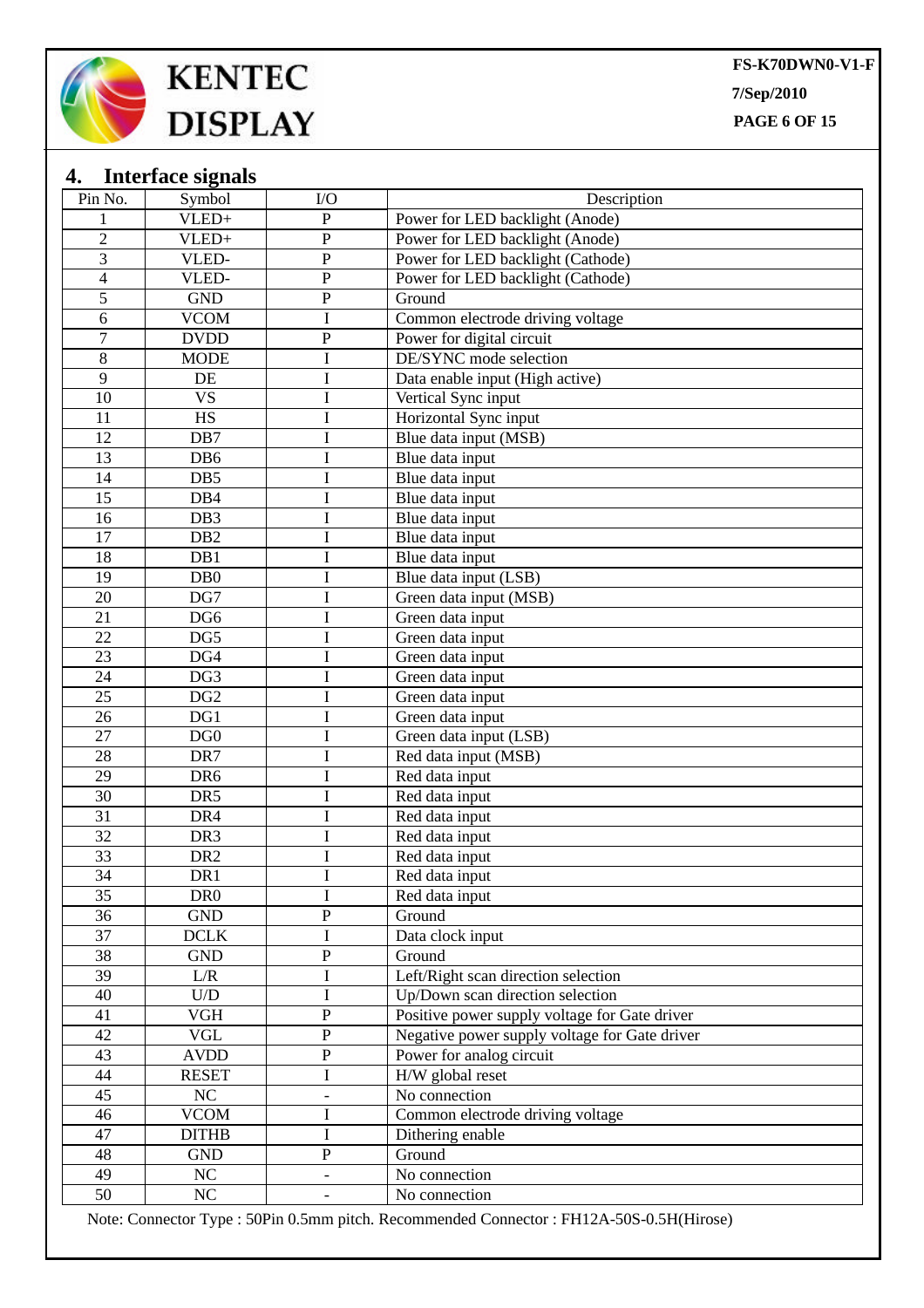## 4. Interface signals

| Pin No. | Symbol | I/O | Description |
|---|---|---|---|
| 1 | VLED+ | P | Power for LED backlight (Anode) |
| 2 | VLED+ | P | Power for LED backlight (Anode) |
| 3 | VLED- | P | Power for LED backlight (Cathode) |
| 4 | VLED- | P | Power for LED backlight (Cathode) |
| 5 | GND | P | Ground |
| 6 | VCOM | I | Common electrode driving voltage |
| 7 | DVDD | P | Power for digital circuit |
| 8 | MODE | I | DE/SYNC mode selection |
| 9 | DE | I | Data enable input (High active) |
| 10 | VS | I | Vertical Sync input |
| 11 | HS | I | Horizontal Sync input |
| 12 | DB7 | I | Blue data input (MSB) |
| 13 | DB6 | I | Blue data input |
| 14 | DB5 | I | Blue data input |
| 15 | DB4 | I | Blue data input |
| 16 | DB3 | I | Blue data input |
| 17 | DB2 | I | Blue data input |
| 18 | DB1 | I | Blue data input |
| 19 | DB0 | I | Blue data input (LSB) |
| 20 | DG7 | I | Green data input (MSB) |
| 21 | DG6 | I | Green data input |
| 22 | DG5 | I | Green data input |
| 23 | DG4 | I | Green data input |
| 24 | DG3 | I | Green data input |
| 25 | DG2 | I | Green data input |
| 26 | DG1 | I | Green data input |
| 27 | DG0 | I | Green data input (LSB) |
| 28 | DR7 | I | Red data input (MSB) |
| 29 | DR6 | I | Red data input |
| 30 | DR5 | I | Red data input |
| 31 | DR4 | I | Red data input |
| 32 | DR3 | I | Red data input |
| 33 | DR2 | I | Red data input |
| 34 | DR1 | I | Red data input |
| 35 | DR0 | I | Red data input |
| 36 | GND | P | Ground |
| 37 | DCLK | I | Data clock input |
| 38 | GND | P | Ground |
| 39 | L/R | I | Left/Right scan direction selection |
| 40 | U/D | I | Up/Down scan direction selection |
| 41 | VGH | P | Positive power supply voltage for Gate driver |
| 42 | VGL | P | Negative power supply voltage for Gate driver |
| 43 | AVDD | P | Power for analog circuit |
| 44 | RESET | I | H/W global reset |
| 45 | NC | - | No connection |
| 46 | VCOM | I | Common electrode driving voltage |
| 47 | DITHB | I | Dithering enable |
| 48 | GND | P | Ground |
| 49 | NC | - | No connection |
| 50 | NC | - | No connection |

Note: Connector Type : 50Pin 0.5mm pitch. Recommended Connector : FH12A-50S-0.5H(Hirose)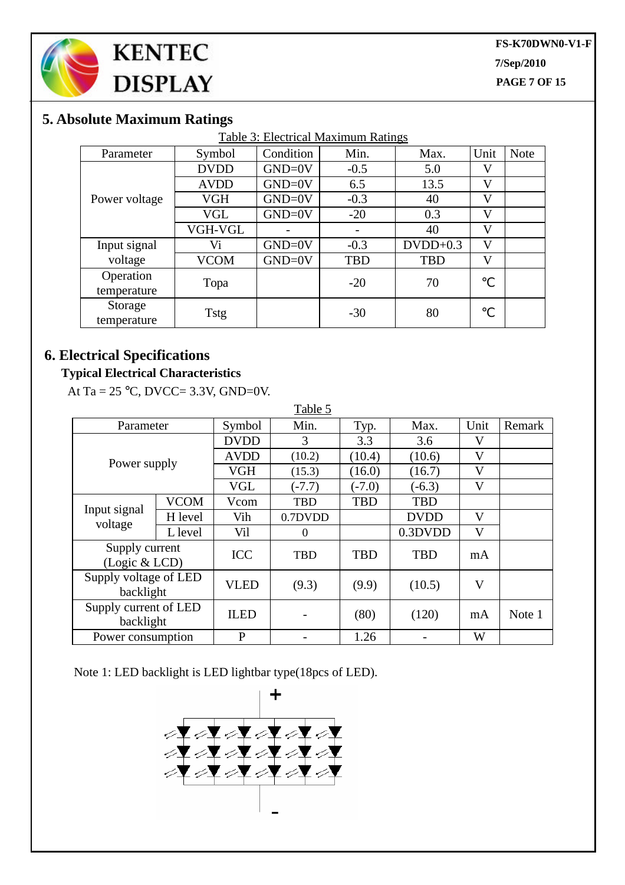## 5. Absolute Maximum Ratings

Table 3: Electrical Maximum Ratings

| Parameter | Symbol | Condition | Min. | Max. | Unit | Note |
|---|---|---|---|---|---|---|
| Power voltage | DVDD | GND=0V | -0.5 | 5.0 | V | |
| | AVDD | GND=0V | 6.5 | 13.5 | V | |
| | VGH | GND=0V | -0.3 | 40 | V | |
| | VGL | GND=0V | -20 | 0.3 | V | |
| | VGH-VGL | - | - | 40 | V | |
| Input signal voltage | Vi | GND=0V | -0.3 | DVDD+0.3 | V | |
| | VCOM | GND=0V | TBD | TBD | V | |
| Operation temperature | Topa | | -20 | 70 | ℃ | |
| Storage temperature | Tstg | | -30 | 80 | ℃ | |

## 6. Electrical Specifications

**Typical Electrical Characteristics**

At Ta = 25 ℃, DVCC= 3.3V, GND=0V.

Table 5

| Parameter | | Symbol | Min. | Typ. | Max. | Unit | Remark |
|---|---|---|---|---|---|---|---|
| Power supply | | DVDD | 3 | 3.3 | 3.6 | V | |
| | | AVDD | (10.2) | (10.4) | (10.6) | V | |
| | | VGH | (15.3) | (16.0) | (16.7) | V | |
| | | VGL | (-7.7) | (-7.0) | (-6.3) | V | |
| Input signal voltage | VCOM | Vcom | TBD | TBD | TBD | | |
| | H level | Vih | 0.7DVDD | | DVDD | V | |
| | L level | Vil | 0 | | 0.3DVDD | V | |
| Supply current (Logic & LCD) | | ICC | TBD | TBD | TBD | mA | |
| Supply voltage of LED backlight | | VLED | (9.3) | (9.9) | (10.5) | V | |
| Supply current of LED backlight | | ILED | - | (80) | (120) | mA | Note 1 |
| Power consumption | | P | - | 1.26 | - | W | |

Note 1: LED backlight is LED lightbar type(18pcs of LED).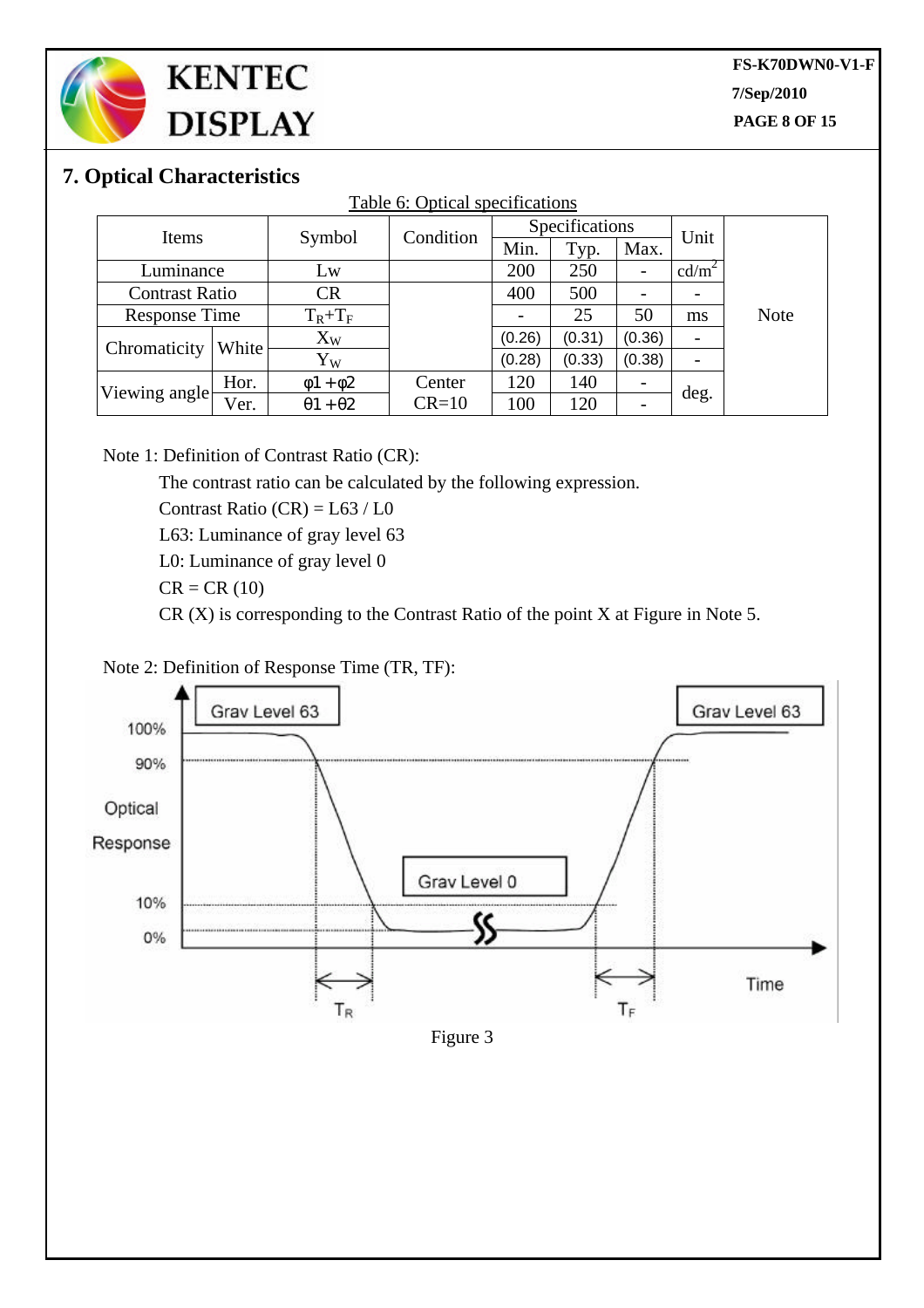## 7. Optical Characteristics

Table 6: Optical specifications

| Items | | Symbol | Condition | Specifications | | | Unit | |
|---|---|---|---|---|---|---|---|---|
| | | | | Min. | Typ. | Max. | | |
| Luminance | | Lw | | 200 | 250 | - | $cd/m^2$ | Note |
| Contrast Ratio | | CR | | 400 | 500 | - | - | |
| Response Time | | $T_R+T_F$ | | - | 25 | 50 | ms | |
| Chromaticity | White | $X_W$ | | (0.26) | (0.31) | (0.36) | - | |
| | | $Y_W$ | | (0.28) | (0.33) | (0.38) | - | |
| Viewing angle | Hor. | $\phi 1+\phi 2$ | Center CR=10 | 120 | 140 | - | deg. | |
| | Ver. | $\theta 1+\theta 2$ | | 100 | 120 | - | | |

Note 1: Definition of Contrast Ratio (CR):

The contrast ratio can be calculated by the following expression.

Contrast Ratio (CR) = L63 / L0

L63: Luminance of gray level 63

L0: Luminance of gray level 0

CR = CR (10)

CR (X) is corresponding to the Contrast Ratio of the point X at Figure in Note 5.

Note 2: Definition of Response Time (TR, TF):

Figure 3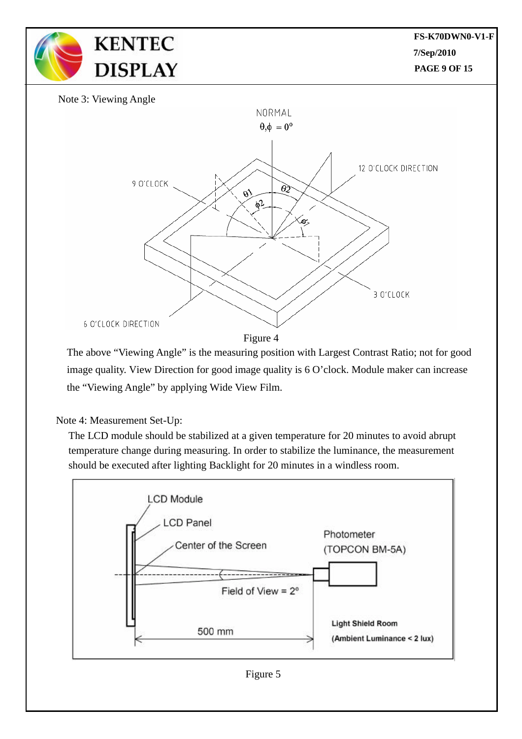Note 3: Viewing Angle

Figure 4

The above "Viewing Angle" is the measuring position with Largest Contrast Ratio; not for good image quality. View Direction for good image quality is 6 O'clock. Module maker can increase the "Viewing Angle" by applying Wide View Film.

Note 4: Measurement Set-Up:

The LCD module should be stabilized at a given temperature for 20 minutes to avoid abrupt temperature change during measuring. In order to stabilize the luminance, the measurement should be executed after lighting Backlight for 20 minutes in a windless room.

Figure 5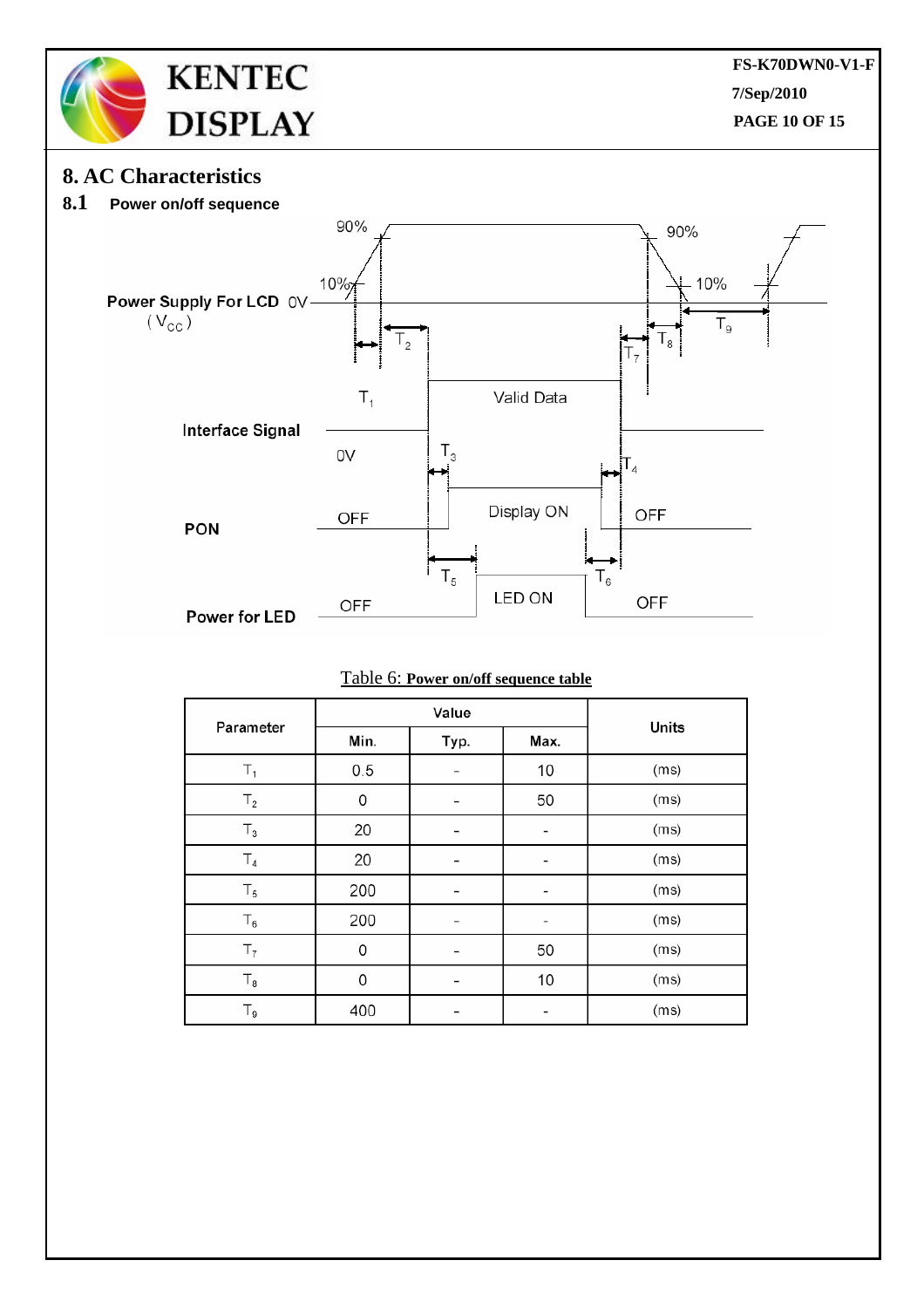# 8. AC Characteristics

## 8.1 Power on/off sequence

Power Supply For LCD ($V_{CC}$) 0V — 90%, 10%, $T_1$, $T_2$, $T_7$, $T_8$, $T_9$

Interface Signal — 0V, Valid Data, $T_3$, $T_4$

PON — OFF, Display ON, OFF

Power for LED — OFF, LED ON, OFF, $T_5$, $T_6$

Table 6: **Power on/off sequence table**

| Parameter | Value | | | Units |
|---|---|---|---|---|
| | Min. | Typ. | Max. | |
| $T_1$ | 0.5 | - | 10 | (ms) |
| $T_2$ | 0 | - | 50 | (ms) |
| $T_3$ | 20 | - | - | (ms) |
| $T_4$ | 20 | - | - | (ms) |
| $T_5$ | 200 | - | - | (ms) |
| $T_6$ | 200 | - | - | (ms) |
| $T_7$ | 0 | - | 50 | (ms) |
| $T_8$ | 0 | - | 10 | (ms) |
| $T_9$ | 400 | - | - | (ms) |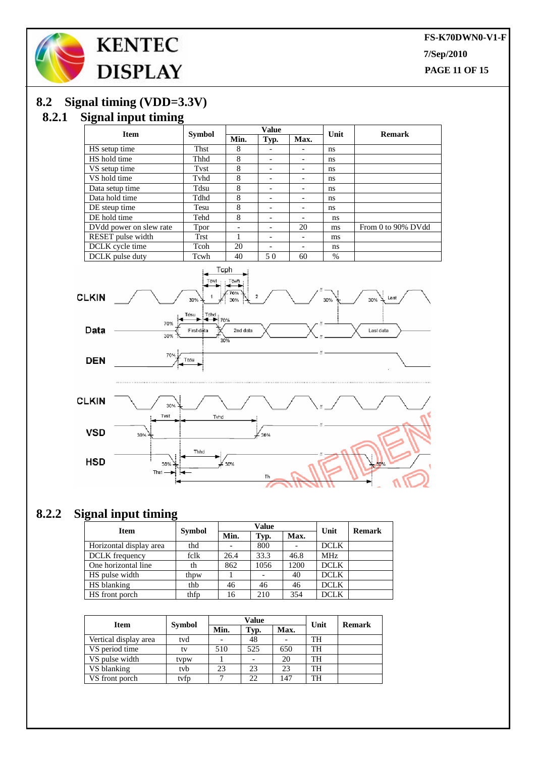## 8.2 Signal timing (VDD=3.3V)

### 8.2.1 Signal input timing

| Item | Symbol | Value | | | Unit | Remark |
|---|---|---|---|---|---|---|
| | | Min. | Typ. | Max. | | |
| HS setup time | Thst | 8 | - | - | ns | |
| HS hold time | Thhd | 8 | - | - | ns | |
| VS setup time | Tvst | 8 | - | - | ns | |
| VS hold time | Tvhd | 8 | - | - | ns | |
| Data setup time | Tdsu | 8 | - | - | ns | |
| Data hold time | Tdhd | 8 | - | - | ns | |
| DE steup time | Tesu | 8 | - | - | ns | |
| DE hold time | Tehd | 8 | - | - | ns | |
| DVdd power on slew rate | Tpor | - | - | 20 | ms | From 0 to 90% DVdd |
| RESET pulse width | Trst | 1 | - | - | ms | |
| DCLK cycle time | Tcoh | 20 | - | - | ns | |
| DCLK pulse duty | Tcwh | 40 | 5 0 | 60 | % | |

### 8.2.2 Signal input timing

| Item | Symbol | Value | | | Unit | Remark |
|---|---|---|---|---|---|---|
| | | Min. | Typ. | Max. | | |
| Horizontal display area | thd | - | 800 | - | DCLK | |
| DCLK frequency | fclk | 26.4 | 33.3 | 46.8 | MHz | |
| One horizontal line | th | 862 | 1056 | 1200 | DCLK | |
| HS pulse width | thpw | 1 | - | 40 | DCLK | |
| HS blanking | thb | 46 | 46 | 46 | DCLK | |
| HS front porch | thfp | 16 | 210 | 354 | DCLK | |

| Item | Symbol | Value | | | Unit | Remark |
|---|---|---|---|---|---|---|
| | | Min. | Typ. | Max. | | |
| Vertical display area | tvd | - | 48 | - | TH | |
| VS period time | tv | 510 | 525 | 650 | TH | |
| VS pulse width | tvpw | 1 | - | 20 | TH | |
| VS blanking | tvb | 23 | 23 | 23 | TH | |
| VS front porch | tvfp | 7 | 22 | 147 | TH | |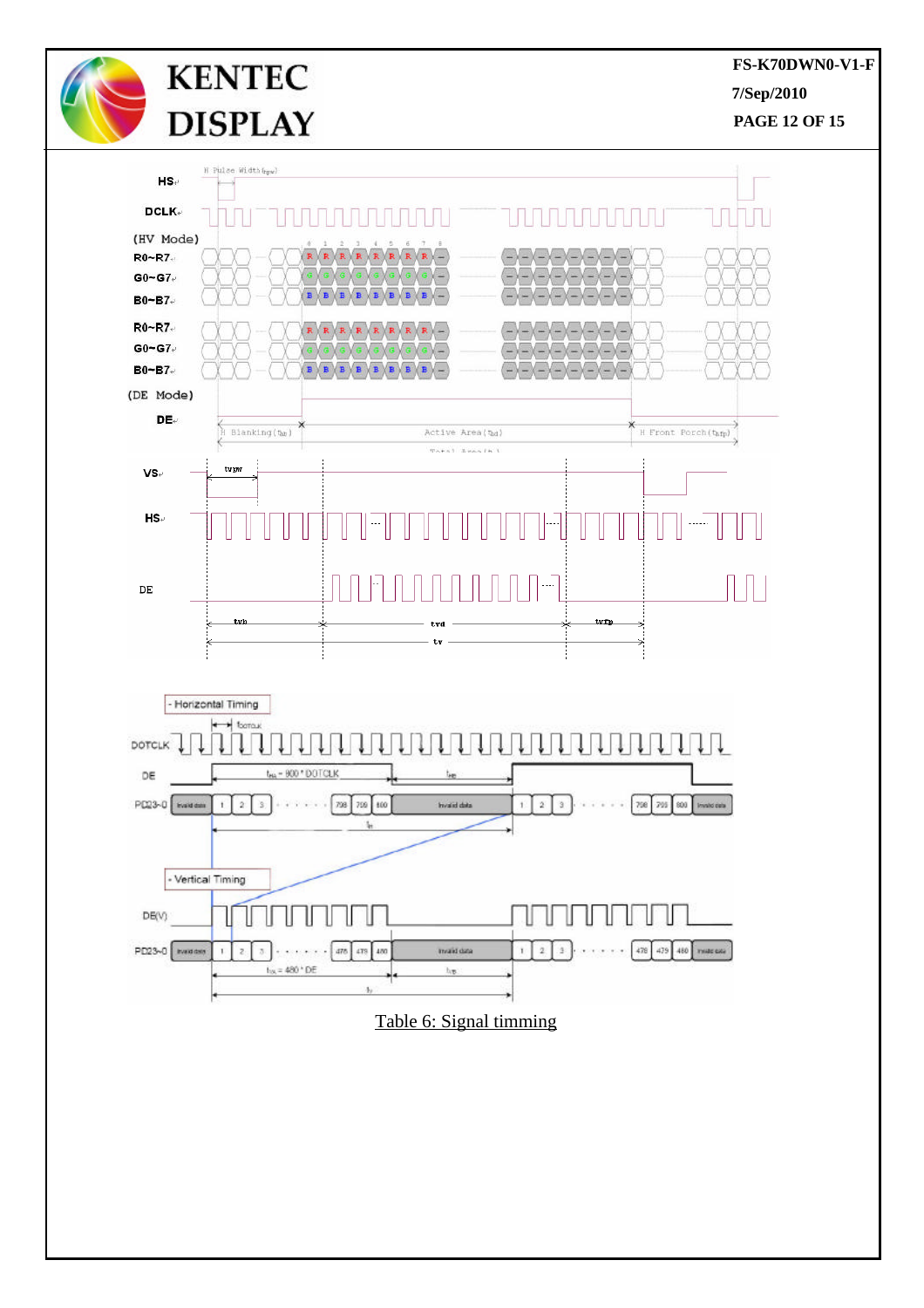Table 6: Signal timming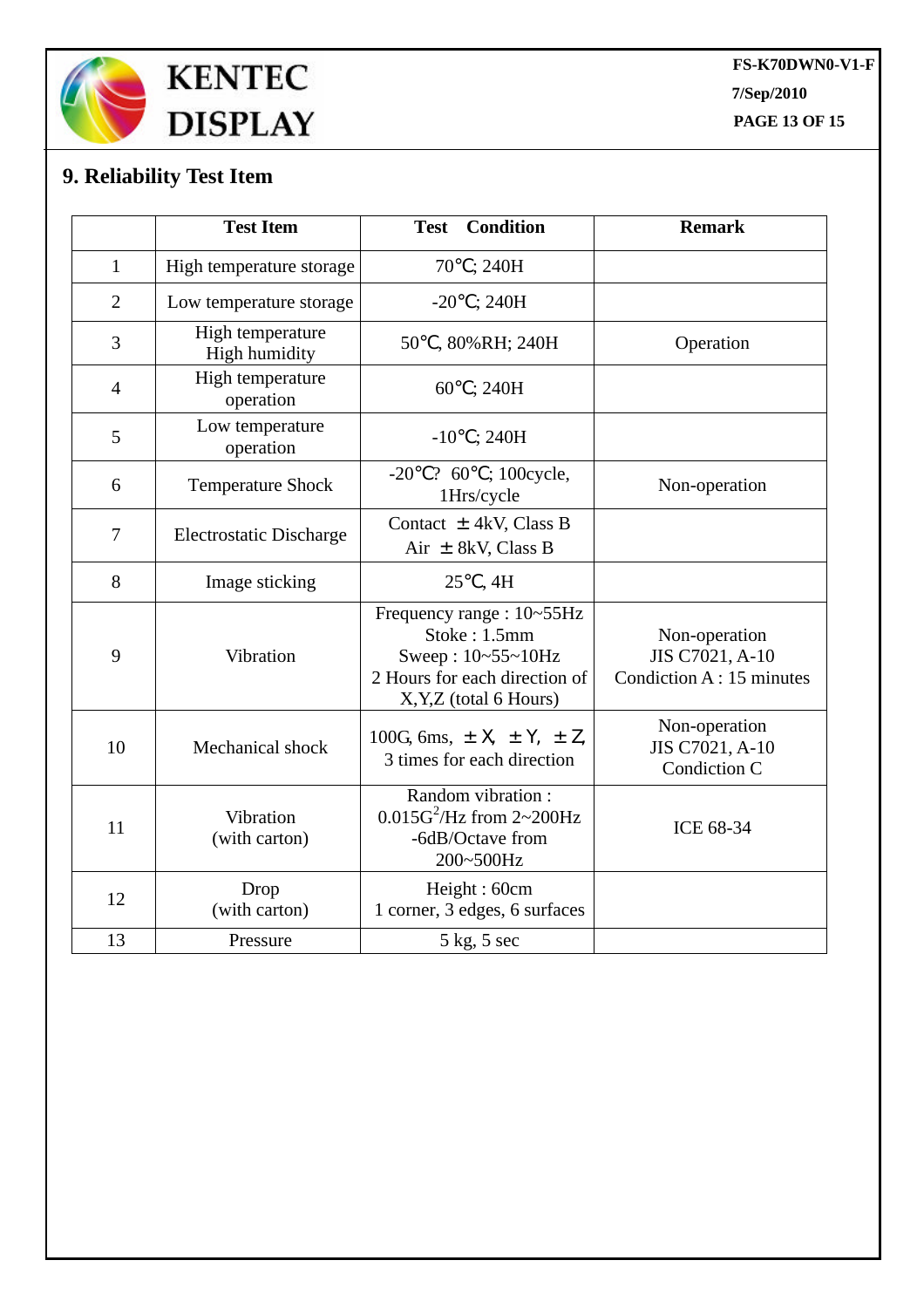## 9. Reliability Test Item

| | Test Item | Test Condition | Remark |
|---|---|---|---|
| 1 | High temperature storage | 70℃; 240H | |
| 2 | Low temperature storage | -20℃; 240H | |
| 3 | High temperature High humidity | 50℃, 80%RH; 240H | Operation |
| 4 | High temperature operation | 60℃; 240H | |
| 5 | Low temperature operation | -10℃; 240H | |
| 6 | Temperature Shock | -20℃? 60℃; 100cycle, 1Hrs/cycle | Non-operation |
| 7 | Electrostatic Discharge | Contact ±4kV, Class B<br>Air ±8kV, Class B | |
| 8 | Image sticking | 25℃, 4H | |
| 9 | Vibration | Frequency range : 10~55Hz<br>Stoke : 1.5mm<br>Sweep : 10~55~10Hz<br>2 Hours for each direction of X,Y,Z (total 6 Hours) | Non-operation<br>JIS C7021, A-10<br>Condiction A : 15 minutes |
| 10 | Mechanical shock | 100G, 6ms, ±X, ±Y, ±Z, 3 times for each direction | Non-operation<br>JIS C7021, A-10<br>Condiction C |
| 11 | Vibration (with carton) | Random vibration : $0.015G^2$/Hz from 2~200Hz -6dB/Octave from 200~500Hz | ICE 68-34 |
| 12 | Drop (with carton) | Height : 60cm<br>1 corner, 3 edges, 6 surfaces | |
| 13 | Pressure | 5 kg, 5 sec | |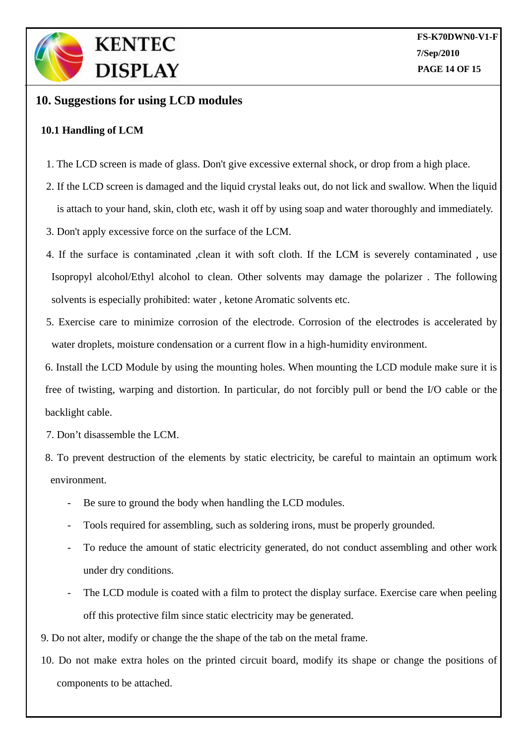## 10. Suggestions for using LCD modules

### 10.1 Handling of LCM

1. The LCD screen is made of glass. Don't give excessive external shock, or drop from a high place.
2. If the LCD screen is damaged and the liquid crystal leaks out, do not lick and swallow. When the liquid is attach to your hand, skin, cloth etc, wash it off by using soap and water thoroughly and immediately.
3. Don't apply excessive force on the surface of the LCM.
4. If the surface is contaminated ,clean it with soft cloth. If the LCM is severely contaminated , use Isopropyl alcohol/Ethyl alcohol to clean. Other solvents may damage the polarizer . The following solvents is especially prohibited: water , ketone Aromatic solvents etc.
5. Exercise care to minimize corrosion of the electrode. Corrosion of the electrodes is accelerated by water droplets, moisture condensation or a current flow in a high-humidity environment.
6. Install the LCD Module by using the mounting holes. When mounting the LCD module make sure it is free of twisting, warping and distortion. In particular, do not forcibly pull or bend the I/O cable or the backlight cable.
7. Don't disassemble the LCM.
8. To prevent destruction of the elements by static electricity, be careful to maintain an optimum work environment.
   - Be sure to ground the body when handling the LCD modules.
   - Tools required for assembling, such as soldering irons, must be properly grounded.
   - To reduce the amount of static electricity generated, do not conduct assembling and other work under dry conditions.
   - The LCD module is coated with a film to protect the display surface. Exercise care when peeling off this protective film since static electricity may be generated.
9. Do not alter, modify or change the the shape of the tab on the metal frame.
10. Do not make extra holes on the printed circuit board, modify its shape or change the positions of components to be attached.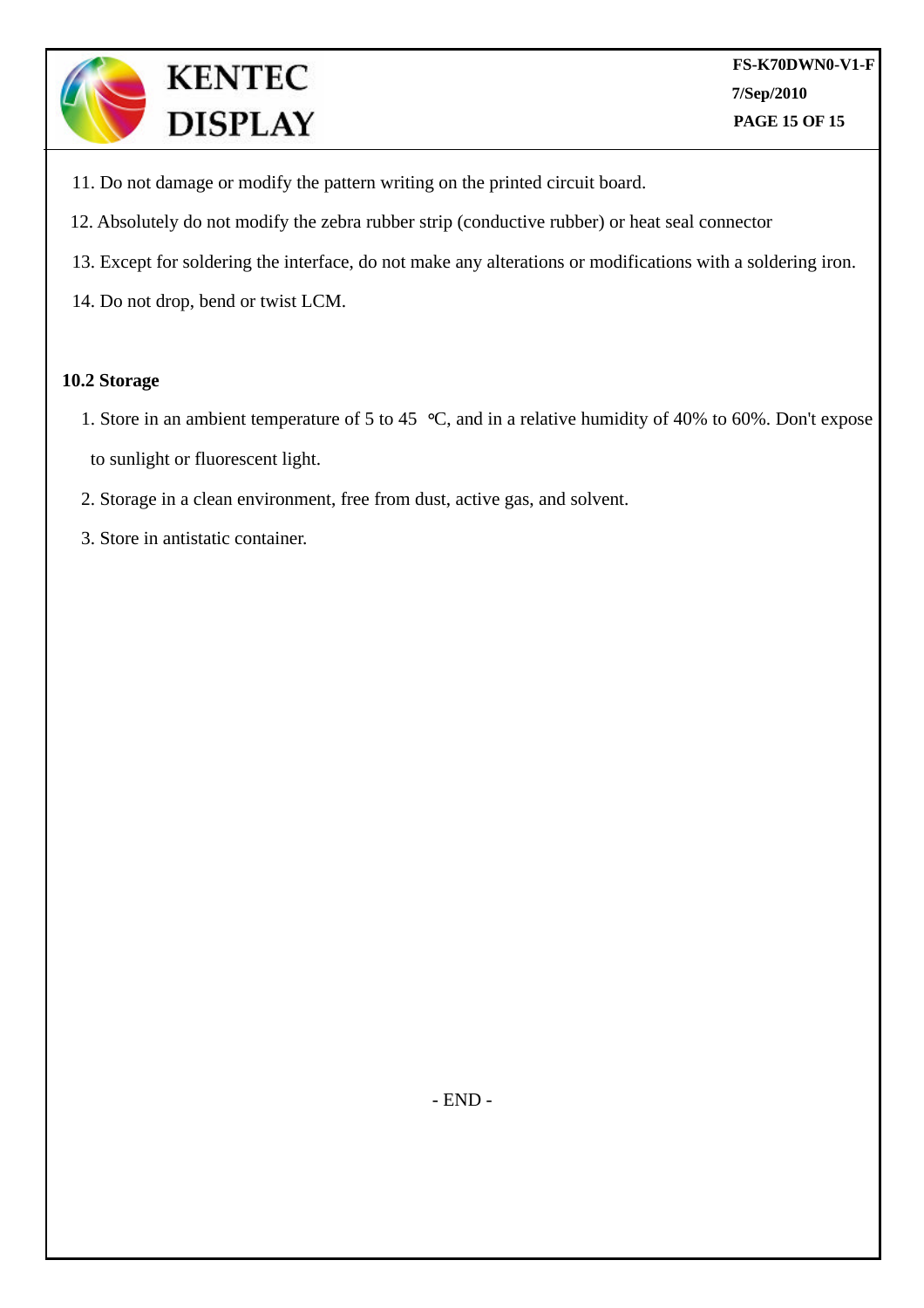11. Do not damage or modify the pattern writing on the printed circuit board.
12. Absolutely do not modify the zebra rubber strip (conductive rubber) or heat seal connector
13. Except for soldering the interface, do not make any alterations or modifications with a soldering iron.
14. Do not drop, bend or twist LCM.

## 10.2 Storage

1. Store in an ambient temperature of 5 to 45 °C, and in a relative humidity of 40% to 60%. Don't expose to sunlight or fluorescent light.
2. Storage in a clean environment, free from dust, active gas, and solvent.
3. Store in antistatic container.

- END -